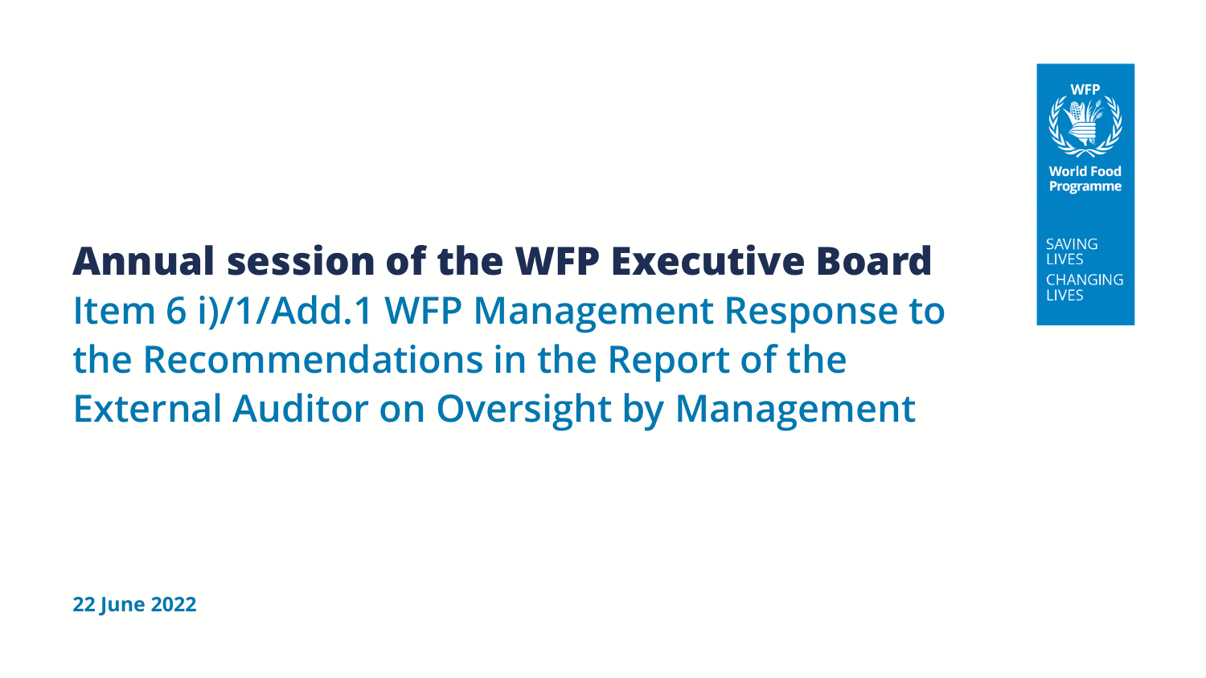# Annual session of the WFP Executive Board

## Item 6 i)/1/Add.1 WFP Management Response to the Recommendations in the Report of the External Auditor on Oversight by Management

**22 June 2022**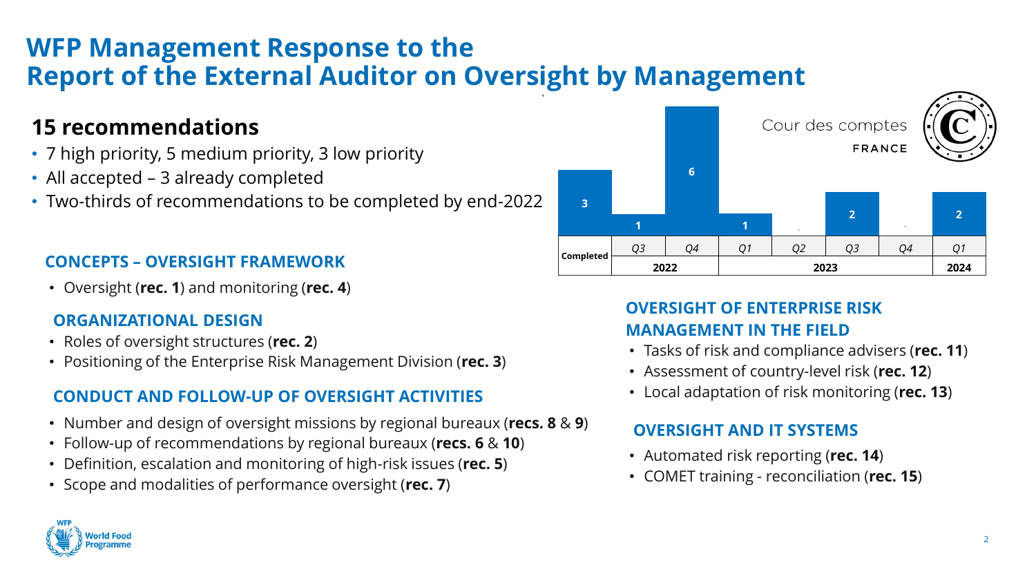# WFP Management Response to the Report of the External Auditor on Oversight by Management

## 15 recommendations

- 7 high priority, 5 medium priority, 3 low priority
- All accepted – 3 already completed
- Two-thirds of recommendations to be completed by end-2022

Cour des comptes
FRANCE

3
1
6
1
-
2
-
2

Completed
Q3
Q4
Q1
Q2
Q3
Q4
Q1
2022
2023
2024

### CONCEPTS – OVERSIGHT FRAMEWORK

- Oversight (**rec. 1**) and monitoring (**rec. 4**)

### ORGANIZATIONAL DESIGN

- Roles of oversight structures (**rec. 2**)
- Positioning of the Enterprise Risk Management Division (**rec. 3**)

### CONDUCT AND FOLLOW-UP OF OVERSIGHT ACTIVITIES

- Number and design of oversight missions by regional bureaux (**recs. 8** & **9**)
- Follow-up of recommendations by regional bureaux (**recs. 6** & **10**)
- Definition, escalation and monitoring of high-risk issues (**rec. 5**)
- Scope and modalities of performance oversight (**rec. 7**)

### OVERSIGHT OF ENTERPRISE RISK MANAGEMENT IN THE FIELD

- Tasks of risk and compliance advisers (**rec. 11**)
- Assessment of country-level risk (**rec. 12**)
- Local adaptation of risk monitoring (**rec. 13**)

### OVERSIGHT AND IT SYSTEMS

- Automated risk reporting (**rec. 14**)
- COMET training - reconciliation (**rec. 15**)